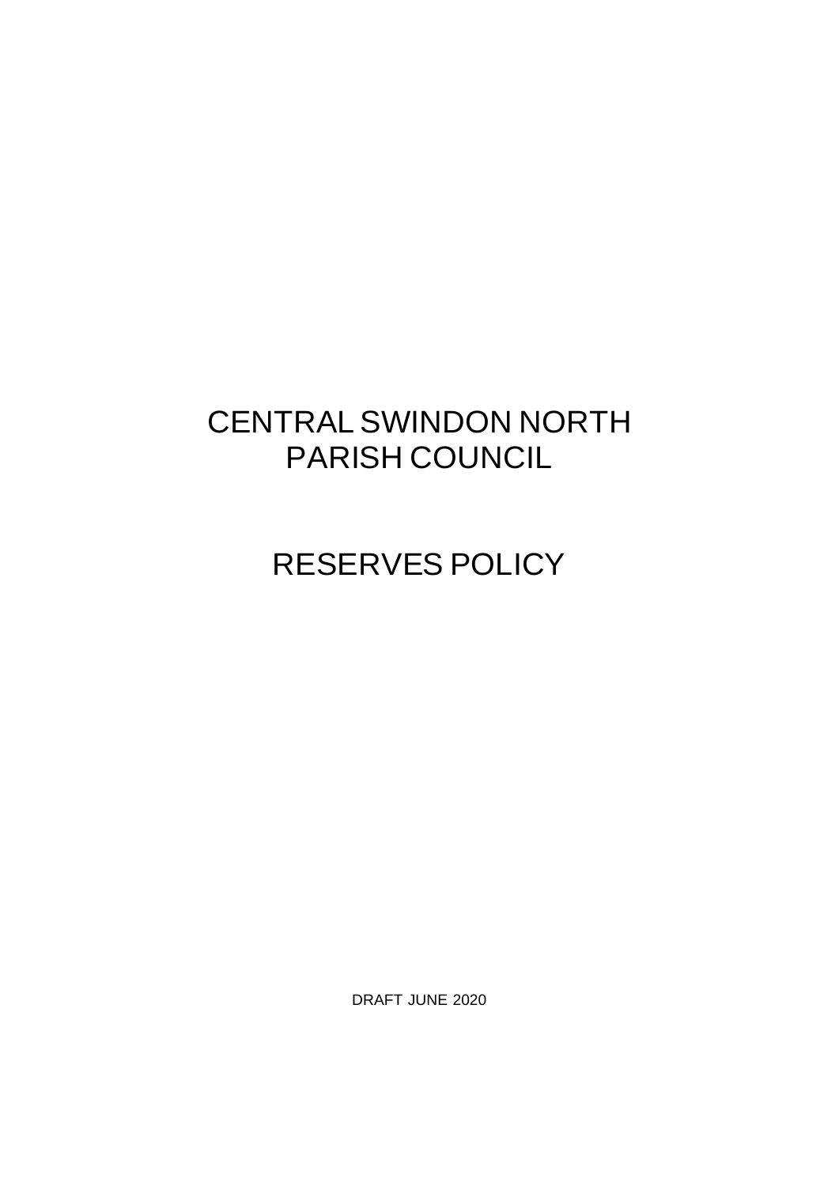# CENTRAL SWINDON NORTH PARISH COUNCIL

# RESERVES POLICY

DRAFT JUNE 2020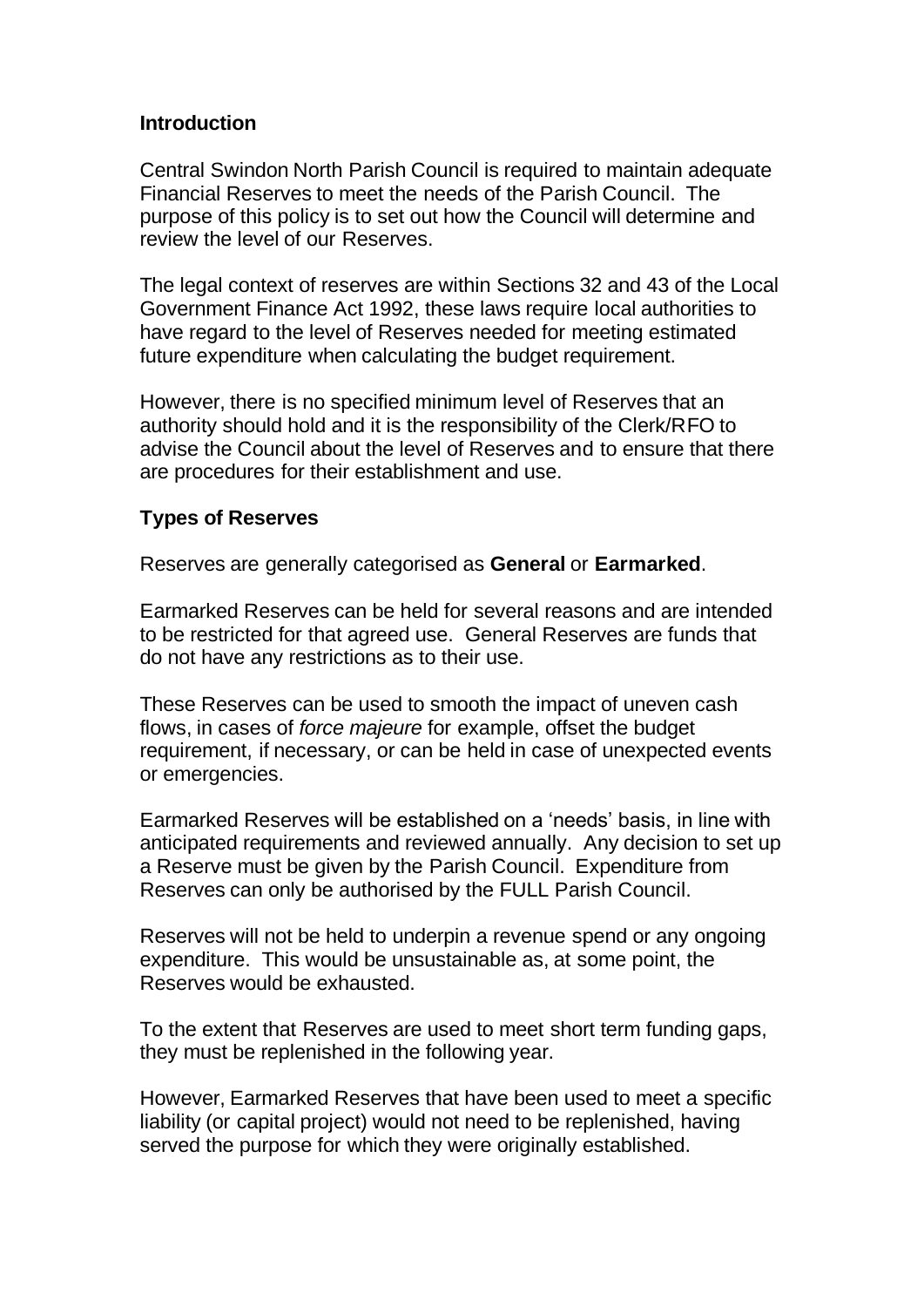## Introduction

Central Swindon North Parish Council is required to maintain adequate Financial Reserves to meet the needs of the Parish Council. The purpose of this policy is to set out how the Council will determine and review the level of our Reserves.

The legal context of reserves are within Sections 32 and 43 of the Local Government Finance Act 1992, these laws require local authorities to have regard to the level of Reserves needed for meeting estimated future expenditure when calculating the budget requirement.

However, there is no specified minimum level of Reserves that an authority should hold and it is the responsibility of the Clerk/RFO to advise the Council about the level of Reserves and to ensure that there are procedures for their establishment and use.

## Types of Reserves

Reserves are generally categorised as **General** or **Earmarked**.

Earmarked Reserves can be held for several reasons and are intended to be restricted for that agreed use. General Reserves are funds that do not have any restrictions as to their use.

These Reserves can be used to smooth the impact of uneven cash flows, in cases of *force majeure* for example, offset the budget requirement, if necessary, or can be held in case of unexpected events or emergencies.

Earmarked Reserves will be established on a 'needs' basis, in line with anticipated requirements and reviewed annually. Any decision to set up a Reserve must be given by the Parish Council. Expenditure from Reserves can only be authorised by the FULL Parish Council.

Reserves will not be held to underpin a revenue spend or any ongoing expenditure. This would be unsustainable as, at some point, the Reserves would be exhausted.

To the extent that Reserves are used to meet short term funding gaps, they must be replenished in the following year.

However, Earmarked Reserves that have been used to meet a specific liability (or capital project) would not need to be replenished, having served the purpose for which they were originally established.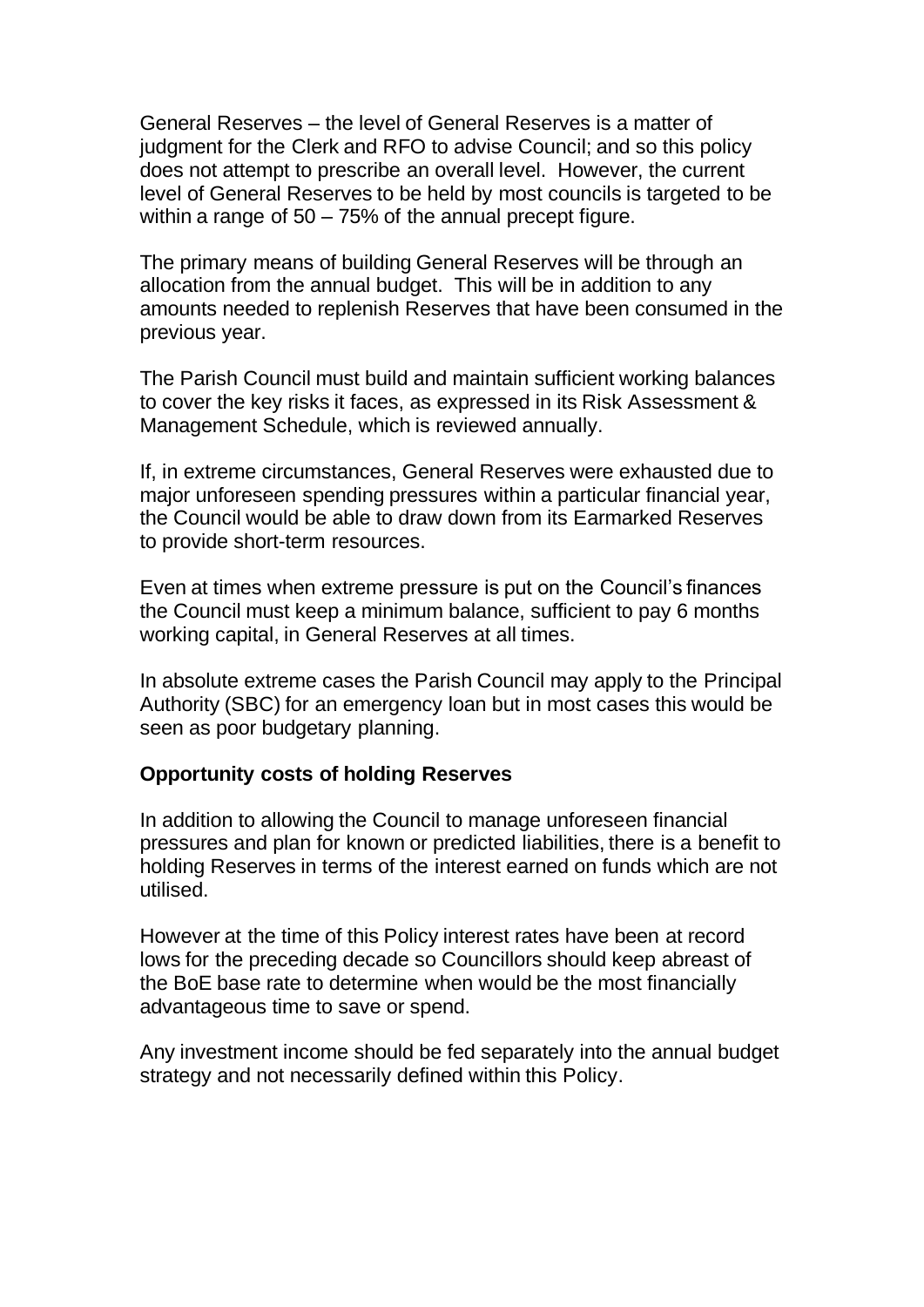General Reserves – the level of General Reserves is a matter of judgment for the Clerk and RFO to advise Council; and so this policy does not attempt to prescribe an overall level. However, the current level of General Reserves to be held by most councils is targeted to be within a range of 50 – 75% of the annual precept figure.

The primary means of building General Reserves will be through an allocation from the annual budget. This will be in addition to any amounts needed to replenish Reserves that have been consumed in the previous year.

The Parish Council must build and maintain sufficient working balances to cover the key risks it faces, as expressed in its Risk Assessment & Management Schedule, which is reviewed annually.

If, in extreme circumstances, General Reserves were exhausted due to major unforeseen spending pressures within a particular financial year, the Council would be able to draw down from its Earmarked Reserves to provide short-term resources.

Even at times when extreme pressure is put on the Council's finances the Council must keep a minimum balance, sufficient to pay 6 months working capital, in General Reserves at all times.

In absolute extreme cases the Parish Council may apply to the Principal Authority (SBC) for an emergency loan but in most cases this would be seen as poor budgetary planning.

**Opportunity costs of holding Reserves**

In addition to allowing the Council to manage unforeseen financial pressures and plan for known or predicted liabilities, there is a benefit to holding Reserves in terms of the interest earned on funds which are not utilised.

However at the time of this Policy interest rates have been at record lows for the preceding decade so Councillors should keep abreast of the BoE base rate to determine when would be the most financially advantageous time to save or spend.

Any investment income should be fed separately into the annual budget strategy and not necessarily defined within this Policy.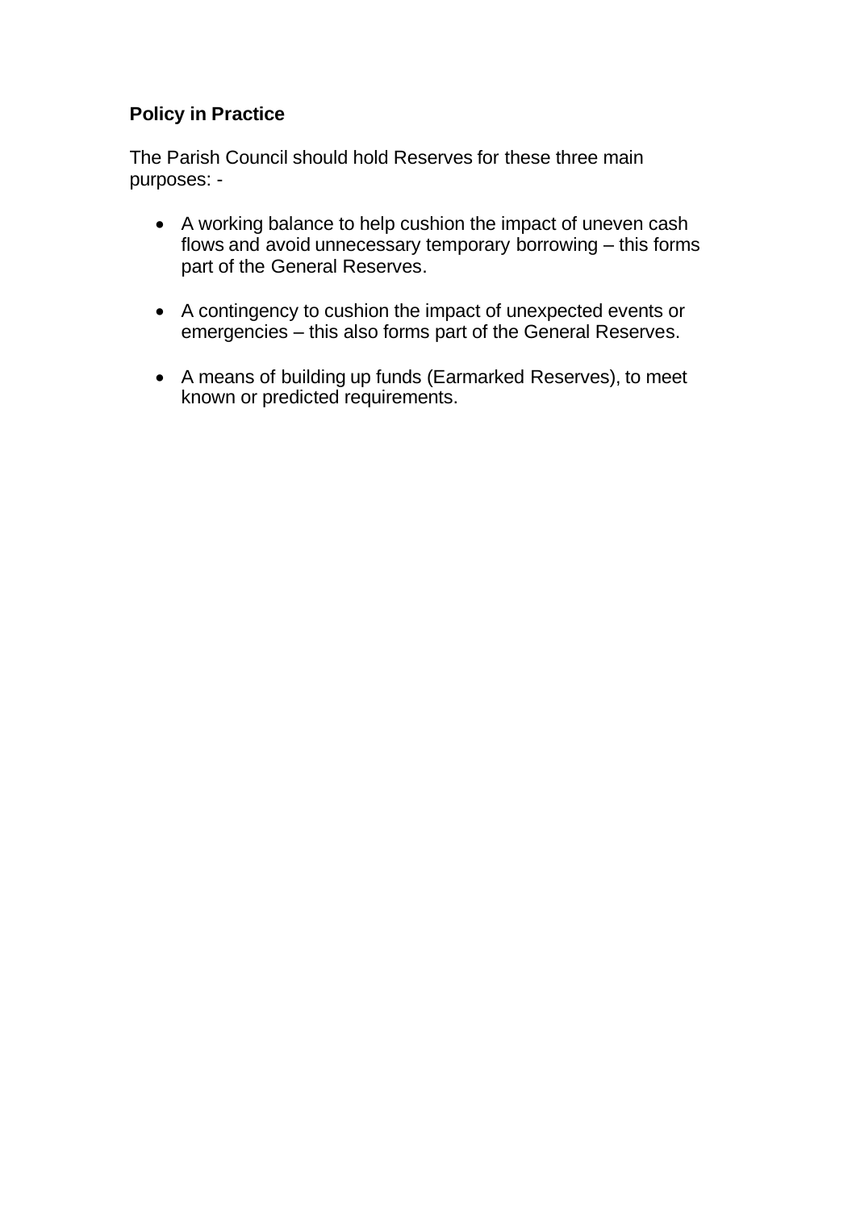**Policy in Practice**

The Parish Council should hold Reserves for these three main purposes: -

- A working balance to help cushion the impact of uneven cash flows and avoid unnecessary temporary borrowing – this forms part of the General Reserves.

- A contingency to cushion the impact of unexpected events or emergencies – this also forms part of the General Reserves.

- A means of building up funds (Earmarked Reserves), to meet known or predicted requirements.